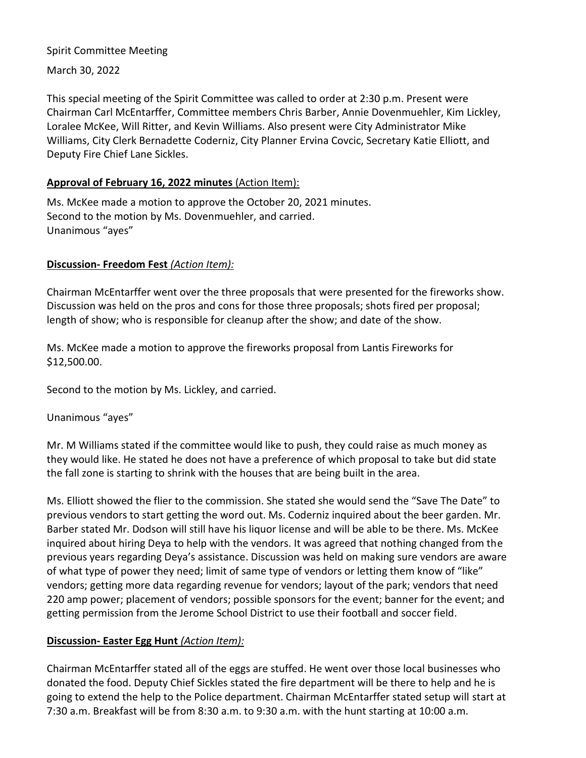Spirit Committee Meeting

March 30, 2022

This special meeting of the Spirit Committee was called to order at 2:30 p.m. Present were Chairman Carl McEntarffer, Committee members Chris Barber, Annie Dovenmuehler, Kim Lickley, Loralee McKee, Will Ritter, and Kevin Williams. Also present were City Administrator Mike Williams, City Clerk Bernadette Coderniz, City Planner Ervina Covcic, Secretary Katie Elliott, and Deputy Fire Chief Lane Sickles.

**<u>Approval of February 16, 2022 minutes</u>** <u>(Action Item):</u>

Ms. McKee made a motion to approve the October 20, 2021 minutes.
Second to the motion by Ms. Dovenmuehler, and carried.
Unanimous "ayes"

**<u>Discussion- Freedom Fest</u>** <u>*(Action Item):*</u>

Chairman McEntarffer went over the three proposals that were presented for the fireworks show. Discussion was held on the pros and cons for those three proposals; shots fired per proposal; length of show; who is responsible for cleanup after the show; and date of the show.

Ms. McKee made a motion to approve the fireworks proposal from Lantis Fireworks for $12,500.00.

Second to the motion by Ms. Lickley, and carried.

Unanimous "ayes"

Mr. M Williams stated if the committee would like to push, they could raise as much money as they would like. He stated he does not have a preference of which proposal to take but did state the fall zone is starting to shrink with the houses that are being built in the area.

Ms. Elliott showed the flier to the commission. She stated she would send the "Save The Date" to previous vendors to start getting the word out. Ms. Coderniz inquired about the beer garden. Mr. Barber stated Mr. Dodson will still have his liquor license and will be able to be there. Ms. McKee inquired about hiring Deya to help with the vendors. It was agreed that nothing changed from the previous years regarding Deya's assistance. Discussion was held on making sure vendors are aware of what type of power they need; limit of same type of vendors or letting them know of "like" vendors; getting more data regarding revenue for vendors; layout of the park; vendors that need 220 amp power; placement of vendors; possible sponsors for the event; banner for the event; and getting permission from the Jerome School District to use their football and soccer field.

**<u>Discussion- Easter Egg Hunt</u>** <u>*(Action Item):*</u>

Chairman McEntarffer stated all of the eggs are stuffed. He went over those local businesses who donated the food. Deputy Chief Sickles stated the fire department will be there to help and he is going to extend the help to the Police department. Chairman McEntarffer stated setup will start at 7:30 a.m. Breakfast will be from 8:30 a.m. to 9:30 a.m. with the hunt starting at 10:00 a.m.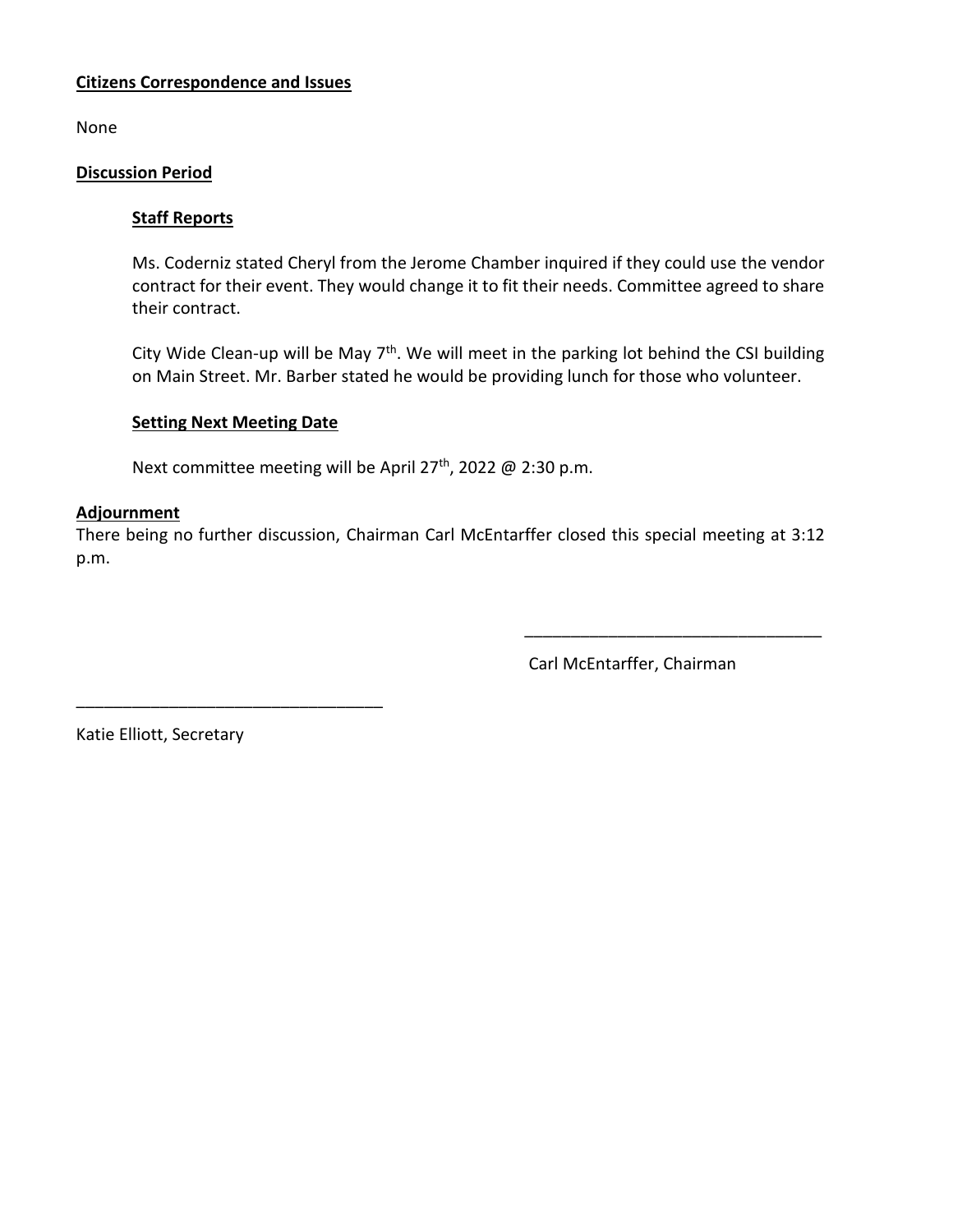**Citizens Correspondence and Issues**

None

**Discussion Period**

**Staff Reports**

Ms. Coderniz stated Cheryl from the Jerome Chamber inquired if they could use the vendor contract for their event. They would change it to fit their needs. Committee agreed to share their contract.

City Wide Clean-up will be May 7th. We will meet in the parking lot behind the CSI building on Main Street. Mr. Barber stated he would be providing lunch for those who volunteer.

**Setting Next Meeting Date**

Next committee meeting will be April 27th, 2022 @ 2:30 p.m.

**Adjournment**

There being no further discussion, Chairman Carl McEntarffer closed this special meeting at 3:12 p.m.

_________________________________

Carl McEntarffer, Chairman

_________________________________

Katie Elliott, Secretary